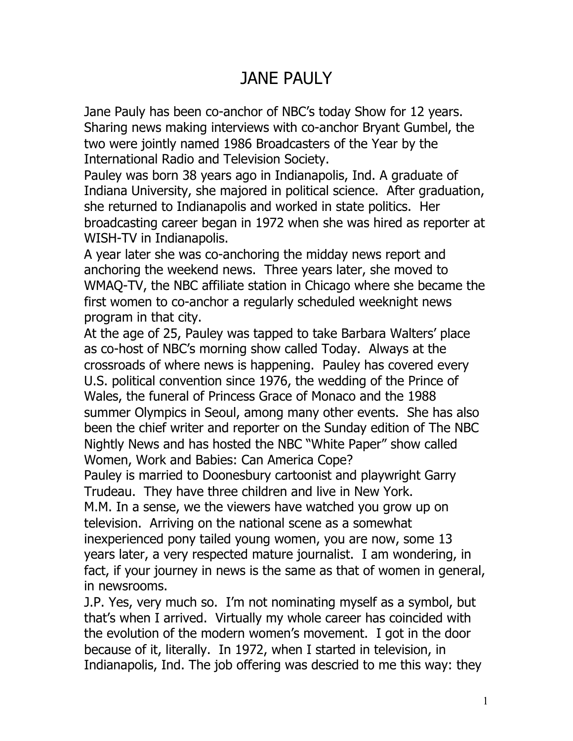# JANE PAULY

Jane Pauly has been co-anchor of NBC's today Show for 12 years. Sharing news making interviews with co-anchor Bryant Gumbel, the two were jointly named 1986 Broadcasters of the Year by the International Radio and Television Society.

Pauley was born 38 years ago in Indianapolis, Ind. A graduate of Indiana University, she majored in political science. After graduation, she returned to Indianapolis and worked in state politics. Her broadcasting career began in 1972 when she was hired as reporter at WISH-TV in Indianapolis.

A year later she was co-anchoring the midday news report and anchoring the weekend news. Three years later, she moved to WMAQ-TV, the NBC affiliate station in Chicago where she became the first women to co-anchor a regularly scheduled weeknight news program in that city.

At the age of 25, Pauley was tapped to take Barbara Walters' place as co-host of NBC's morning show called Today. Always at the crossroads of where news is happening. Pauley has covered every U.S. political convention since 1976, the wedding of the Prince of Wales, the funeral of Princess Grace of Monaco and the 1988 summer Olympics in Seoul, among many other events. She has also been the chief writer and reporter on the Sunday edition of The NBC Nightly News and has hosted the NBC "White Paper" show called Women, Work and Babies: Can America Cope?

Pauley is married to Doonesbury cartoonist and playwright Garry Trudeau. They have three children and live in New York.

M.M. In a sense, we the viewers have watched you grow up on television. Arriving on the national scene as a somewhat inexperienced pony tailed young women, you are now, some 13 years later, a very respected mature journalist. I am wondering, in fact, if your journey in news is the same as that of women in general, in newsrooms.

J.P. Yes, very much so. I'm not nominating myself as a symbol, but that's when I arrived. Virtually my whole career has coincided with the evolution of the modern women's movement. I got in the door because of it, literally. In 1972, when I started in television, in Indianapolis, Ind. The job offering was descried to me this way: they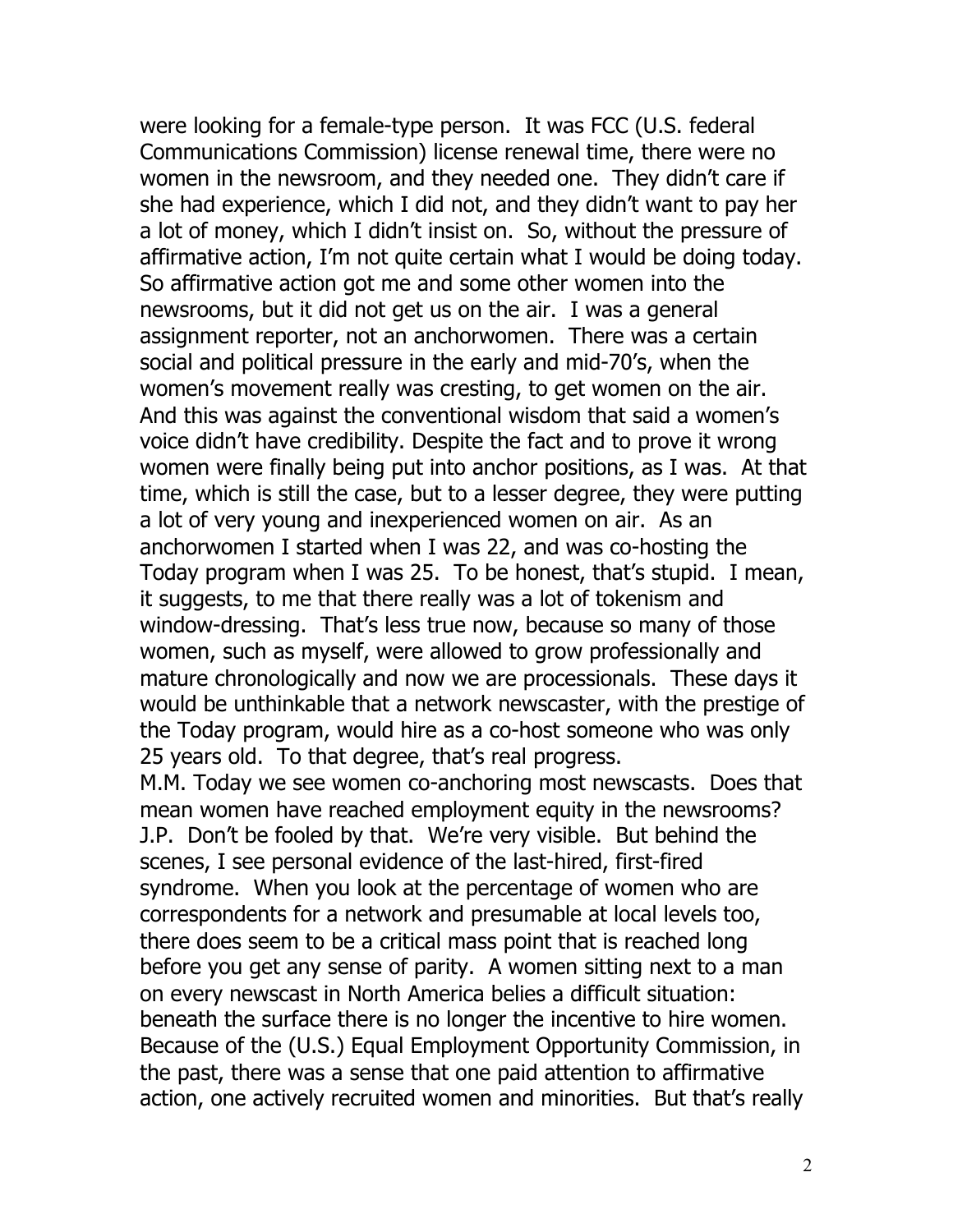were looking for a female-type person. It was FCC (U.S. federal Communications Commission) license renewal time, there were no women in the newsroom, and they needed one. They didn't care if she had experience, which I did not, and they didn't want to pay her a lot of money, which I didn't insist on. So, without the pressure of affirmative action, I'm not quite certain what I would be doing today. So affirmative action got me and some other women into the newsrooms, but it did not get us on the air. I was a general assignment reporter, not an anchorwomen. There was a certain social and political pressure in the early and mid-70's, when the women's movement really was cresting, to get women on the air. And this was against the conventional wisdom that said a women's voice didn't have credibility. Despite the fact and to prove it wrong women were finally being put into anchor positions, as I was. At that time, which is still the case, but to a lesser degree, they were putting a lot of very young and inexperienced women on air. As an anchorwomen I started when I was 22, and was co-hosting the Today program when I was 25. To be honest, that's stupid. I mean, it suggests, to me that there really was a lot of tokenism and window-dressing. That's less true now, because so many of those women, such as myself, were allowed to grow professionally and mature chronologically and now we are processionals. These days it would be unthinkable that a network newscaster, with the prestige of the Today program, would hire as a co-host someone who was only 25 years old. To that degree, that's real progress.

M.M. Today we see women co-anchoring most newscasts. Does that mean women have reached employment equity in the newsrooms?

J.P. Don't be fooled by that. We're very visible. But behind the scenes, I see personal evidence of the last-hired, first-fired syndrome. When you look at the percentage of women who are correspondents for a network and presumable at local levels too, there does seem to be a critical mass point that is reached long before you get any sense of parity. A women sitting next to a man on every newscast in North America belies a difficult situation: beneath the surface there is no longer the incentive to hire women. Because of the (U.S.) Equal Employment Opportunity Commission, in the past, there was a sense that one paid attention to affirmative action, one actively recruited women and minorities. But that's really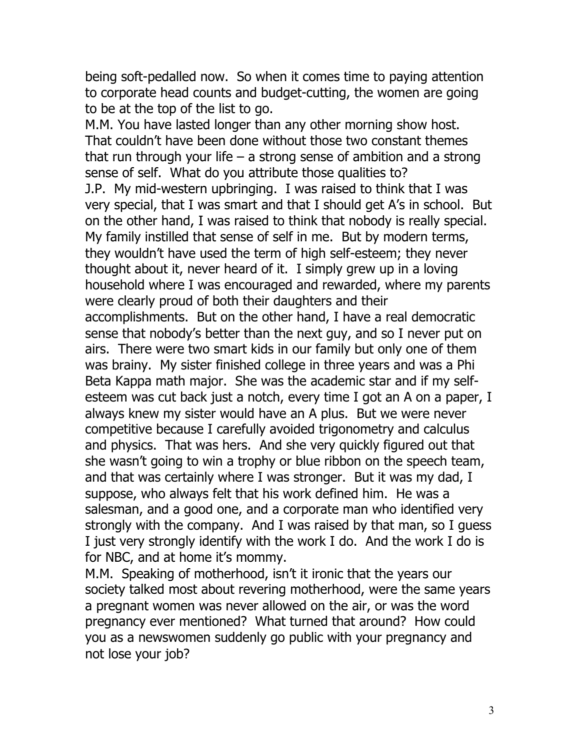being soft-pedalled now. So when it comes time to paying attention to corporate head counts and budget-cutting, the women are going to be at the top of the list to go.

M.M. You have lasted longer than any other morning show host. That couldn't have been done without those two constant themes that run through your life – a strong sense of ambition and a strong sense of self. What do you attribute those qualities to?

J.P. My mid-western upbringing. I was raised to think that I was very special, that I was smart and that I should get A's in school. But on the other hand, I was raised to think that nobody is really special. My family instilled that sense of self in me. But by modern terms, they wouldn't have used the term of high self-esteem; they never thought about it, never heard of it. I simply grew up in a loving household where I was encouraged and rewarded, where my parents were clearly proud of both their daughters and their accomplishments. But on the other hand, I have a real democratic sense that nobody's better than the next guy, and so I never put on airs. There were two smart kids in our family but only one of them was brainy. My sister finished college in three years and was a Phi Beta Kappa math major. She was the academic star and if my self-esteem was cut back just a notch, every time I got an A on a paper, I always knew my sister would have an A plus. But we were never competitive because I carefully avoided trigonometry and calculus and physics. That was hers. And she very quickly figured out that she wasn't going to win a trophy or blue ribbon on the speech team, and that was certainly where I was stronger. But it was my dad, I suppose, who always felt that his work defined him. He was a salesman, and a good one, and a corporate man who identified very strongly with the company. And I was raised by that man, so I guess I just very strongly identify with the work I do. And the work I do is for NBC, and at home it's mommy.

M.M. Speaking of motherhood, isn't it ironic that the years our society talked most about revering motherhood, were the same years a pregnant women was never allowed on the air, or was the word pregnancy ever mentioned? What turned that around? How could you as a newswomen suddenly go public with your pregnancy and not lose your job?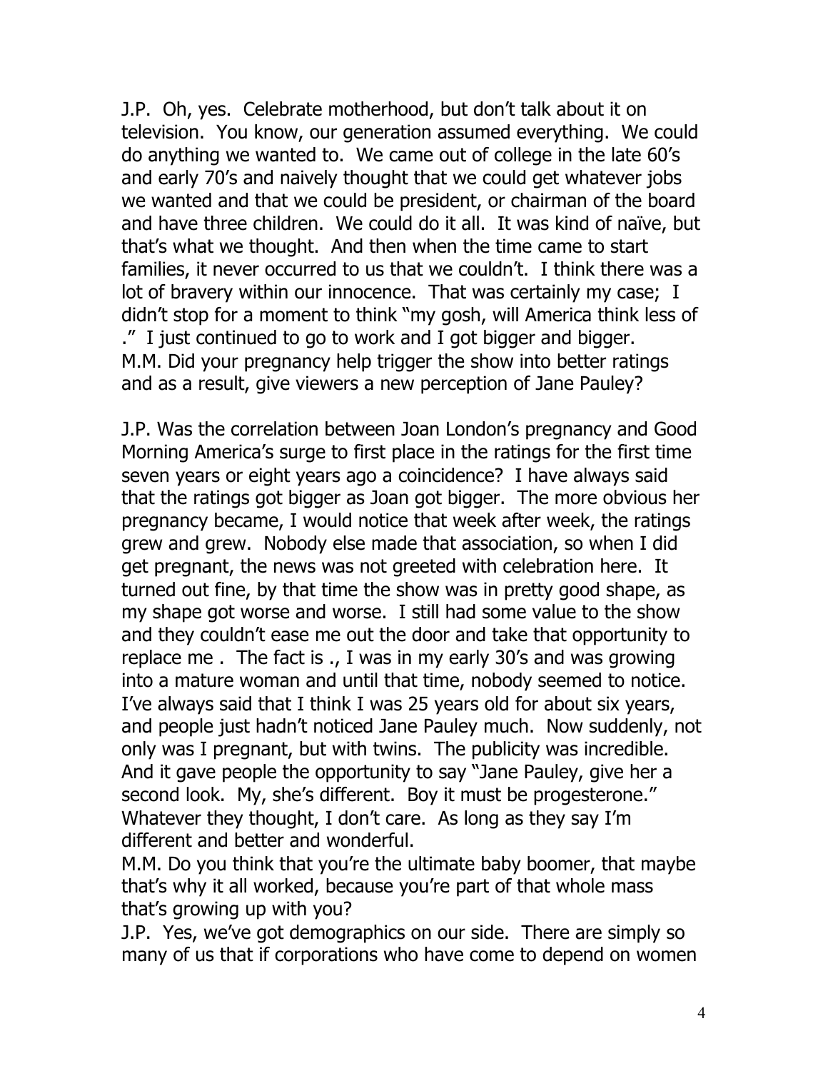J.P. Oh, yes. Celebrate motherhood, but don't talk about it on television. You know, our generation assumed everything. We could do anything we wanted to. We came out of college in the late 60's and early 70's and naively thought that we could get whatever jobs we wanted and that we could be president, or chairman of the board and have three children. We could do it all. It was kind of naïve, but that's what we thought. And then when the time came to start families, it never occurred to us that we couldn't. I think there was a lot of bravery within our innocence. That was certainly my case; I didn't stop for a moment to think "my gosh, will America think less of ." I just continued to go to work and I got bigger and bigger.

M.M. Did your pregnancy help trigger the show into better ratings and as a result, give viewers a new perception of Jane Pauley?

J.P. Was the correlation between Joan London's pregnancy and Good Morning America's surge to first place in the ratings for the first time seven years or eight years ago a coincidence? I have always said that the ratings got bigger as Joan got bigger. The more obvious her pregnancy became, I would notice that week after week, the ratings grew and grew. Nobody else made that association, so when I did get pregnant, the news was not greeted with celebration here. It turned out fine, by that time the show was in pretty good shape, as my shape got worse and worse. I still had some value to the show and they couldn't ease me out the door and take that opportunity to replace me . The fact is ., I was in my early 30's and was growing into a mature woman and until that time, nobody seemed to notice. I've always said that I think I was 25 years old for about six years, and people just hadn't noticed Jane Pauley much. Now suddenly, not only was I pregnant, but with twins. The publicity was incredible. And it gave people the opportunity to say "Jane Pauley, give her a second look. My, she's different. Boy it must be progesterone." Whatever they thought, I don't care. As long as they say I'm different and better and wonderful.

M.M. Do you think that you're the ultimate baby boomer, that maybe that's why it all worked, because you're part of that whole mass that's growing up with you?

J.P. Yes, we've got demographics on our side. There are simply so many of us that if corporations who have come to depend on women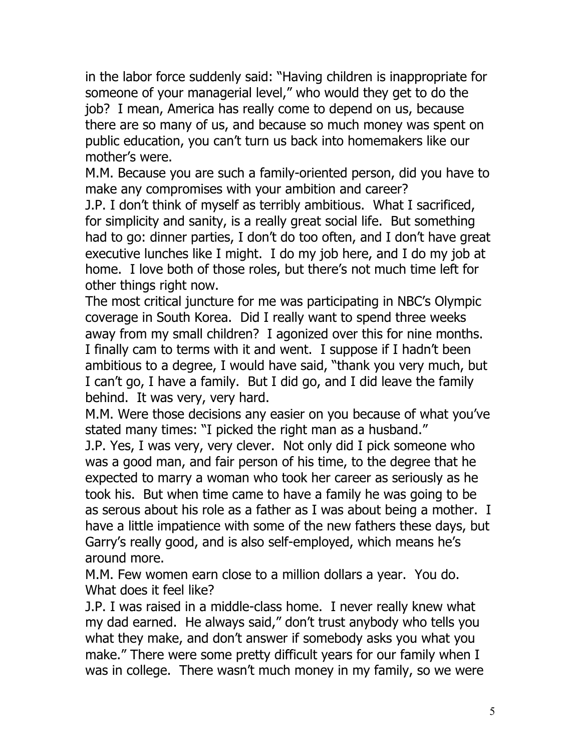in the labor force suddenly said: "Having children is inappropriate for someone of your managerial level," who would they get to do the job? I mean, America has really come to depend on us, because there are so many of us, and because so much money was spent on public education, you can't turn us back into homemakers like our mother's were.

M.M. Because you are such a family-oriented person, did you have to make any compromises with your ambition and career?

J.P. I don't think of myself as terribly ambitious. What I sacrificed, for simplicity and sanity, is a really great social life. But something had to go: dinner parties, I don't do too often, and I don't have great executive lunches like I might. I do my job here, and I do my job at home. I love both of those roles, but there's not much time left for other things right now.

The most critical juncture for me was participating in NBC's Olympic coverage in South Korea. Did I really want to spend three weeks away from my small children? I agonized over this for nine months. I finally cam to terms with it and went. I suppose if I hadn't been ambitious to a degree, I would have said, "thank you very much, but I can't go, I have a family. But I did go, and I did leave the family behind. It was very, very hard.

M.M. Were those decisions any easier on you because of what you've stated many times: "I picked the right man as a husband."

J.P. Yes, I was very, very clever. Not only did I pick someone who was a good man, and fair person of his time, to the degree that he expected to marry a woman who took her career as seriously as he took his. But when time came to have a family he was going to be as serous about his role as a father as I was about being a mother. I have a little impatience with some of the new fathers these days, but Garry's really good, and is also self-employed, which means he's around more.

M.M. Few women earn close to a million dollars a year. You do. What does it feel like?

J.P. I was raised in a middle-class home. I never really knew what my dad earned. He always said," don't trust anybody who tells you what they make, and don't answer if somebody asks you what you make." There were some pretty difficult years for our family when I was in college. There wasn't much money in my family, so we were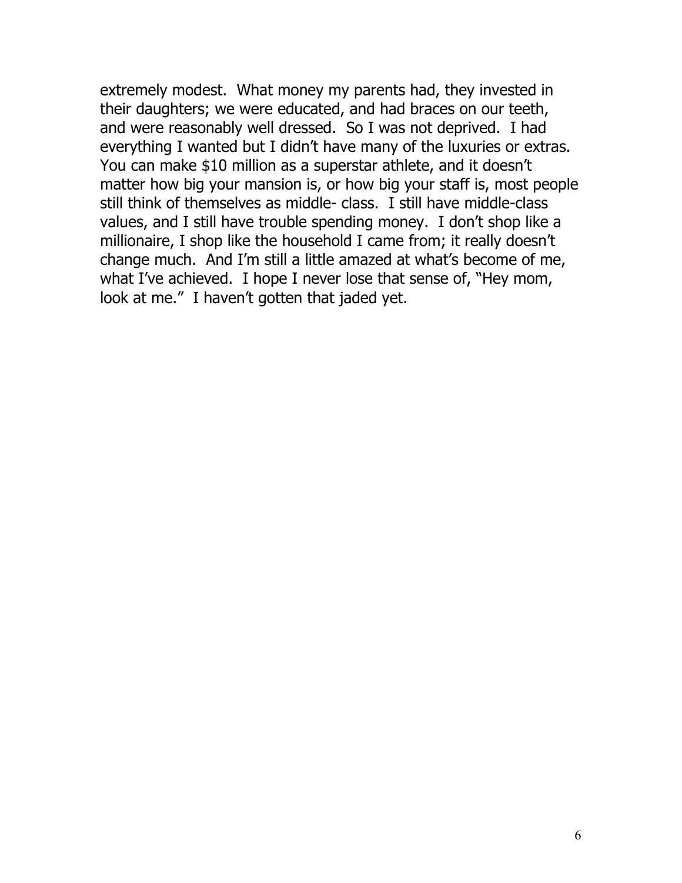extremely modest. What money my parents had, they invested in their daughters; we were educated, and had braces on our teeth, and were reasonably well dressed. So I was not deprived. I had everything I wanted but I didn't have many of the luxuries or extras. You can make $10 million as a superstar athlete, and it doesn't matter how big your mansion is, or how big your staff is, most people still think of themselves as middle- class. I still have middle-class values, and I still have trouble spending money. I don't shop like a millionaire, I shop like the household I came from; it really doesn't change much. And I'm still a little amazed at what's become of me, what I've achieved. I hope I never lose that sense of, "Hey mom, look at me." I haven't gotten that jaded yet.